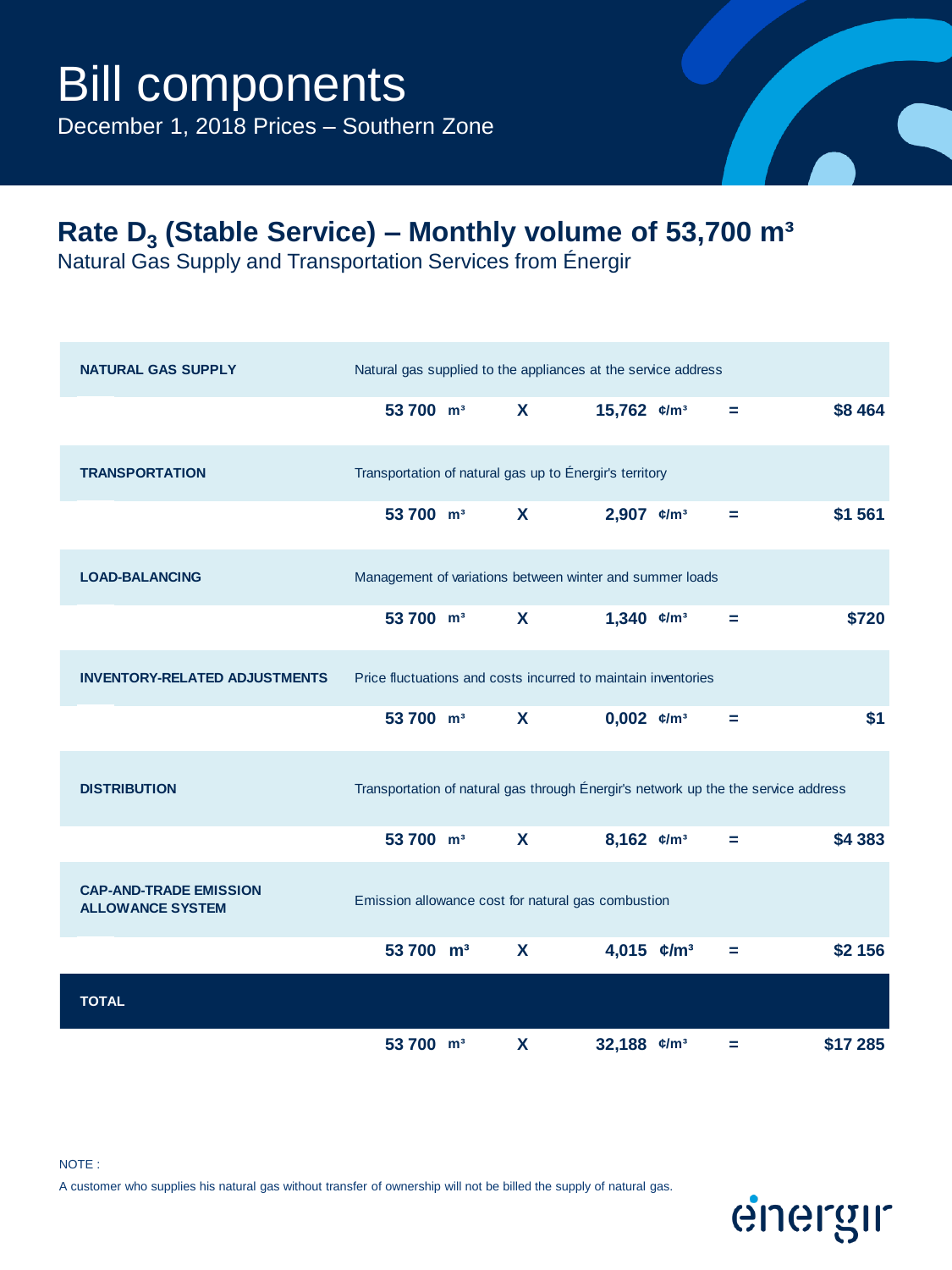# Bill components

December 1, 2018 Prices – Southern Zone

## Rate $D_3$ (Stable Service) – Monthly volume of 53,700 m³

Natural Gas Supply and Transportation Services from Énergir

| Component | Description | Volume | | Rate | | Amount |
|---|---|---|---|---|---|---|
| **NATURAL GAS SUPPLY** | Natural gas supplied to the appliances at the service address | | | | | |
| | | **53 700 m³** | **X** | **15,762 ¢/m³** | **=** | **$8 464** |
| **TRANSPORTATION** | Transportation of natural gas up to Énergir's territory | | | | | |
| | | **53 700 m³** | **X** | **2,907 ¢/m³** | **=** | **$1 561** |
| **LOAD-BALANCING** | Management of variations between winter and summer loads | | | | | |
| | | **53 700 m³** | **X** | **1,340 ¢/m³** | **=** | **$720** |
| **INVENTORY-RELATED ADJUSTMENTS** | Price fluctuations and costs incurred to maintain inventories | | | | | |
| | | **53 700 m³** | **X** | **0,002 ¢/m³** | **=** | **$1** |
| **DISTRIBUTION** | Transportation of natural gas through Énergir's network up the the service address | | | | | |
| | | **53 700 m³** | **X** | **8,162 ¢/m³** | **=** | **$4 383** |
| **CAP-AND-TRADE EMISSION ALLOWANCE SYSTEM** | Emission allowance cost for natural gas combustion | | | | | |
| | | **53 700 m³** | **X** | **4,015 ¢/m³** | **=** | **$2 156** |
| **TOTAL** | | | | | | |
| | | **53 700 m³** | **X** | **32,188 ¢/m³** | **=** | **$17 285** |

NOTE :

A customer who supplies his natural gas without transfer of ownership will not be billed the supply of natural gas.

énergir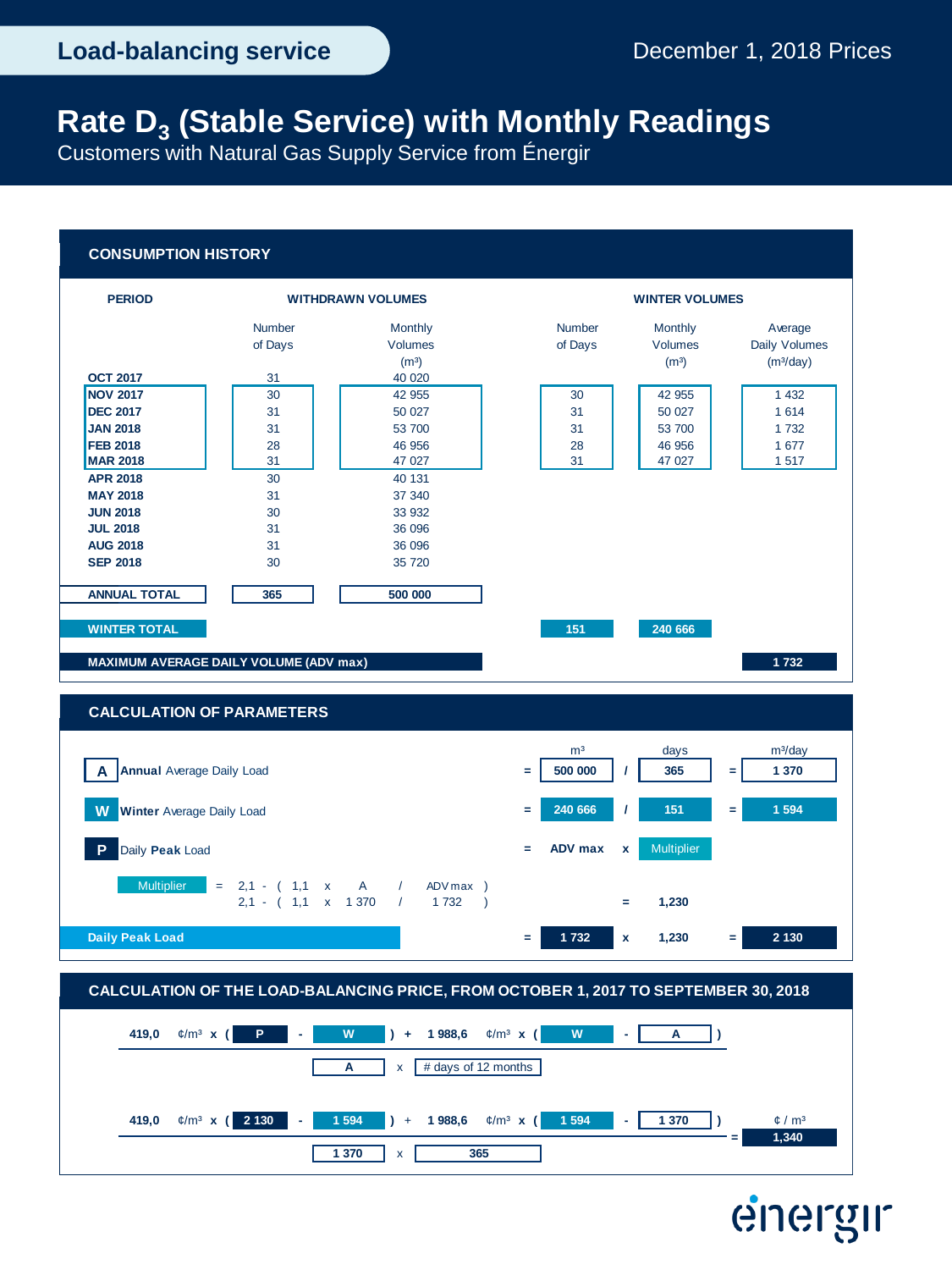# Load-balancing service

December 1, 2018 Prices

## Rate $D_3$ (Stable Service) with Monthly Readings

Customers with Natural Gas Supply Service from Énergir

### CONSUMPTION HISTORY

| PERIOD | WITHDRAWN VOLUMES | | WINTER VOLUMES | | |
|---|---|---|---|---|---|
| | Number of Days | Monthly Volumes (m³) | Number of Days | Monthly Volumes (m³) | Average Daily Volumes (m³/day) |
| OCT 2017 | 31 | 40 020 | | | |
| NOV 2017 | 30 | 42 955 | 30 | 42 955 | 1 432 |
| DEC 2017 | 31 | 50 027 | 31 | 50 027 | 1 614 |
| JAN 2018 | 31 | 53 700 | 31 | 53 700 | 1 732 |
| FEB 2018 | 28 | 46 956 | 28 | 46 956 | 1 677 |
| MAR 2018 | 31 | 47 027 | 31 | 47 027 | 1 517 |
| APR 2018 | 30 | 40 131 | | | |
| MAY 2018 | 31 | 37 340 | | | |
| JUN 2018 | 30 | 33 932 | | | |
| JUL 2018 | 31 | 36 096 | | | |
| AUG 2018 | 31 | 36 096 | | | |
| SEP 2018 | 30 | 35 720 | | | |
| ANNUAL TOTAL | 365 | 500 000 | | | |
| WINTER TOTAL | | | 151 | 240 666 | |
| MAXIMUM AVERAGE DAILY VOLUME (ADV max) | | | | | 1 732 |

### CALCULATION OF PARAMETERS

| | | m³ | | days | | m³/day |
|---|---|---|---|---|---|---|
| **A** — **Annual** Average Daily Load | = | 500 000 | / | 365 | = | 1 370 |
| **W** — **Winter** Average Daily Load | = | 240 666 | / | 151 | = | 1 594 |
| **P** — Daily **Peak** Load | = | ADV max | x | Multiplier | | |

Multiplier = 2,1 - ( 1,1 x A / ADV max )

2,1 - ( 1,1 x 1 370 / 1 732 ) = 1,230

**Daily Peak Load** = 1 732 x 1,230 = 2 130

### CALCULATION OF THE LOAD-BALANCING PRICE, FROM OCTOBER 1, 2017 TO SEPTEMBER 30, 2018

$$\frac{419{,}0\ ¢/m^3 \times (P - W) + 1\,988{,}6\ ¢/m^3 \times (W - A)}{A \times \#\text{ days of 12 months}}$$

$$\frac{419{,}0\ ¢/m^3 \times (2\,130 - 1\,594) + 1\,988{,}6\ ¢/m^3 \times (1\,594 - 1\,370)}{1\,370 \times 365} = 1{,}340\ ¢/m^3$$

énergir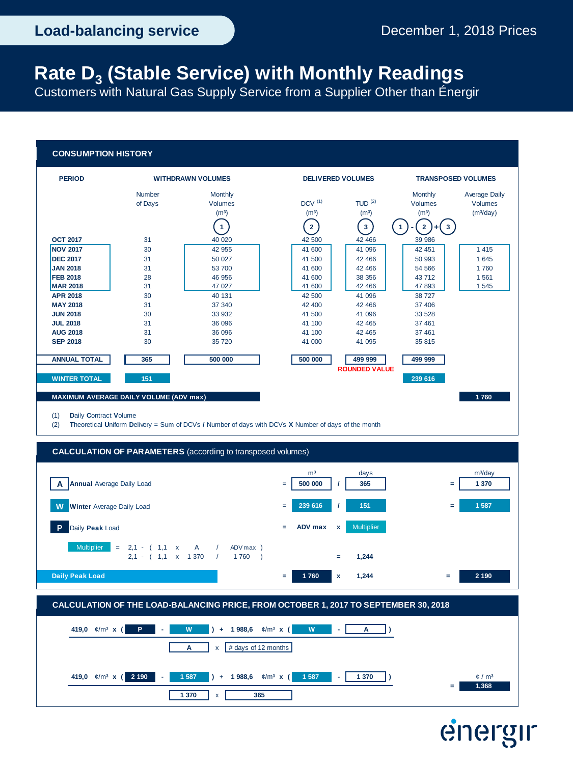Load-balancing service

December 1, 2018 Prices

# Rate $D_3$ (Stable Service) with Monthly Readings

Customers with Natural Gas Supply Service from a Supplier Other than Énergir

## CONSUMPTION HISTORY

| PERIOD | WITHDRAWN VOLUMES | | DELIVERED VOLUMES | | TRANSPOSED VOLUMES | |
|---|---|---|---|---|---|---|
| | Number of Days | Monthly Volumes (m³) ① | DCV [1] (m³) ② | TUD [2] (m³) ③ | Monthly Volumes (m³) ① - ② + ③ | Average Daily Volumes (m³/day) |
| OCT 2017 | 31 | 40 020 | 42 500 | 42 466 | 39 986 | |
| NOV 2017 | 30 | 42 955 | 41 600 | 41 096 | 42 451 | 1 415 |
| DEC 2017 | 31 | 50 027 | 41 500 | 42 466 | 50 993 | 1 645 |
| JAN 2018 | 31 | 53 700 | 41 600 | 42 466 | 54 566 | 1 760 |
| FEB 2018 | 28 | 46 956 | 41 600 | 38 356 | 43 712 | 1 561 |
| MAR 2018 | 31 | 47 027 | 41 600 | 42 466 | 47 893 | 1 545 |
| APR 2018 | 30 | 40 131 | 42 500 | 41 096 | 38 727 | |
| MAY 2018 | 31 | 37 340 | 42 400 | 42 466 | 37 406 | |
| JUN 2018 | 30 | 33 932 | 41 500 | 41 096 | 33 528 | |
| JUL 2018 | 31 | 36 096 | 41 100 | 42 465 | 37 461 | |
| AUG 2018 | 31 | 36 096 | 41 100 | 42 465 | 37 461 | |
| SEP 2018 | 30 | 35 720 | 41 000 | 41 095 | 35 815 | |
| ANNUAL TOTAL | 365 | 500 000 | 500 000 | 499 999 (ROUNDED VALUE) | 499 999 | |
| WINTER TOTAL | 151 | | | | 239 616 | |
| MAXIMUM AVERAGE DAILY VOLUME (ADV max) | | | | | | 1 760 |

(1) Daily Contract Volume

(2) Theoretical Uniform Delivery = Sum of DCVs / Number of days with DCVs X Number of days of the month

## CALCULATION OF PARAMETERS (according to transposed volumes)

| | | m³ | | days | | m³/day |
|---|---|---|---|---|---|---|
| **A** **Annual** Average Daily Load | = | 500 000 | / | 365 | = | 1 370 |
| **W** **Winter** Average Daily Load | = | 239 616 | / | 151 | = | 1 587 |
| **P** Daily **Peak** Load | = | ADV max | x | Multiplier | | |

Multiplier = 2,1 - ( 1,1 x A / ADV max )

2,1 - ( 1,1 x 1 370 / 1 760 ) = 1,244

**Daily Peak Load** = 1 760 x 1,244 = 2 190

## CALCULATION OF THE LOAD-BALANCING PRICE, FROM OCTOBER 1, 2017 TO SEPTEMBER 30, 2018

$$\frac{419{,}0\ \text{¢/m}^3 \times (P - W) + 1\,988{,}6\ \text{¢/m}^3 \times (W - A)}{A \times \#\ \text{days of 12 months}}$$

$$\frac{419{,}0\ \text{¢/m}^3 \times (2\,190 - 1\,587) + 1\,988{,}6\ \text{¢/m}^3 \times (1\,587 - 1\,370)}{1\,370 \times 365} = 1{,}368\ \text{¢/m}^3$$

énergir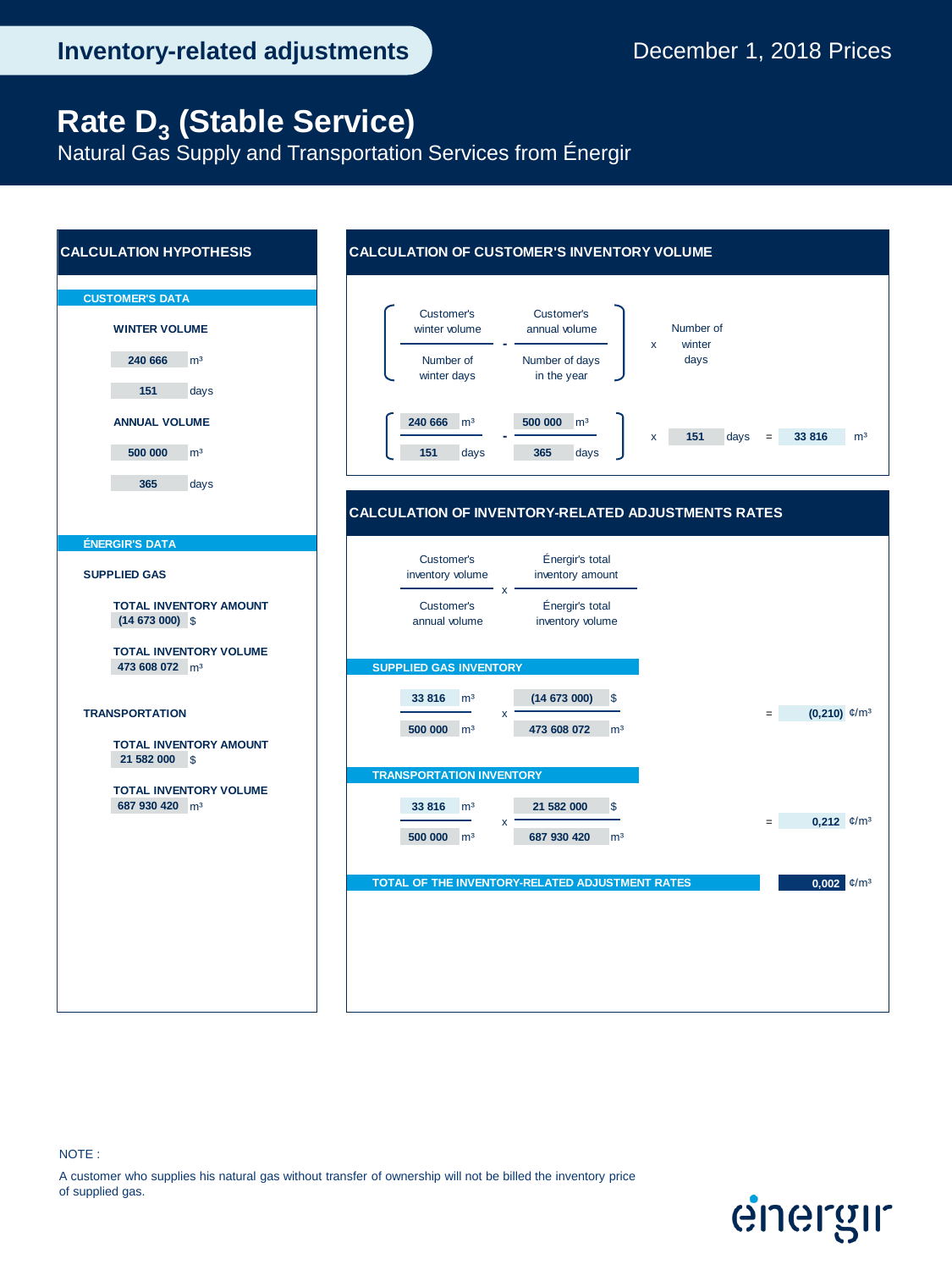# Inventory-related adjustments

December 1, 2018 Prices

# Rate $D_3$ (Stable Service)

Natural Gas Supply and Transportation Services from Énergir

## CALCULATION HYPOTHESIS

### CUSTOMER'S DATA

**WINTER VOLUME**

| | |
|---|---|
| 240 666 | m³ |
| 151 | days |

**ANNUAL VOLUME**

| | |
|---|---|
| 500 000 | m³ |
| 365 | days |

### ÉNERGIR'S DATA

**SUPPLIED GAS**

**TOTAL INVENTORY AMOUNT**
(14 673 000) $

**TOTAL INVENTORY VOLUME**
473 608 072 m³

**TRANSPORTATION**

**TOTAL INVENTORY AMOUNT**
21 582 000 $

**TOTAL INVENTORY VOLUME**
687 930 420 m³

## CALCULATION OF CUSTOMER'S INVENTORY VOLUME

$$\left[ \frac{\text{Customer's winter volume}}{\text{Number of winter days}} - \frac{\text{Customer's annual volume}}{\text{Number of days in the year}} \right] \times \text{Number of winter days}$$

$$\left[ \frac{240\,666 \text{ m}^3}{151 \text{ days}} - \frac{500\,000 \text{ m}^3}{365 \text{ days}} \right] \times 151 \text{ days} = 33\,816 \text{ m}^3$$

## CALCULATION OF INVENTORY-RELATED ADJUSTMENTS RATES

$$\frac{\text{Customer's inventory volume}}{\text{Customer's annual volume}} \times \frac{\text{Énergir's total inventory amount}}{\text{Énergir's total inventory volume}}$$

### SUPPLIED GAS INVENTORY

$$\frac{33\,816 \text{ m}^3}{500\,000 \text{ m}^3} \times \frac{(14\,673\,000)\ \$}{473\,608\,072 \text{ m}^3} = (0{,}210)\ \text{¢/m}^3$$

### TRANSPORTATION INVENTORY

$$\frac{33\,816 \text{ m}^3}{500\,000 \text{ m}^3} \times \frac{21\,582\,000\ \$}{687\,930\,420 \text{ m}^3} = 0{,}212\ \text{¢/m}^3$$

**TOTAL OF THE INVENTORY-RELATED ADJUSTMENT RATES** 0,002 ¢/m³

NOTE :

A customer who supplies his natural gas without transfer of ownership will not be billed the inventory price of supplied gas.

énergir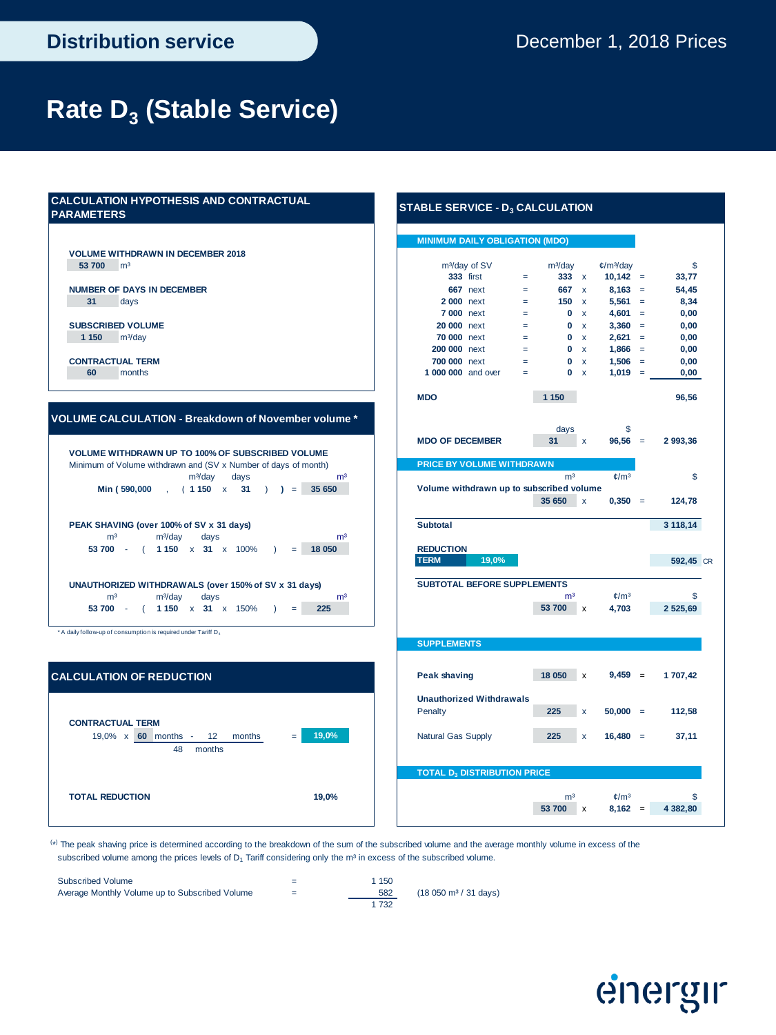# Distribution service

December 1, 2018 Prices

# Rate $D_3$ (Stable Service)

## CALCULATION HYPOTHESIS AND CONTRACTUAL PARAMETERS

**VOLUME WITHDRAWN IN DECEMBER 2018**
53 700 m³

**NUMBER OF DAYS IN DECEMBER**
31 days

**SUBSCRIBED VOLUME**
1 150 m³/day

**CONTRACTUAL TERM**
60 months

## VOLUME CALCULATION - Breakdown of November volume *

**VOLUME WITHDRAWN UP TO 100% OF SUBSCRIBED VOLUME**
Minimum of Volume withdrawn and (SV x Number of days of month)

| | m³/day | days | | m³ |
|---|---|---|---|---|
| Min ( 590,000 , | ( 1 150 x | 31 ) | ) = | 35 650 |

**PEAK SHAVING (over 100% of SV x 31 days)**

| m³ | | m³/day | days | | | m³ |
|---|---|---|---|---|---|---|
| 53 700 | - ( | 1 150 x | 31 x | 100% | ) = | 18 050 |

**UNAUTHORIZED WITHDRAWALS (over 150% of SV x 31 days)**

| m³ | | m³/day | days | | | m³ |
|---|---|---|---|---|---|---|
| 53 700 | - ( | 1 150 x | 31 x | 150% | ) = | 225 |

\* A daily follow-up of consumption is required under Tariff $D_1$

## CALCULATION OF REDUCTION

**CONTRACTUAL TERM**

19,0% x (60 months - 12 months) / 48 months = 19,0%

**TOTAL REDUCTION** 19,0%

## STABLE SERVICE - $D_3$ CALCULATION

### MINIMUM DAILY OBLIGATION (MDO)

| m³/day of SV | | | m³/day | | ¢/m³/day | | $ |
|---|---|---|---|---|---|---|---|
| 333 | first | = | 333 | x | 10,142 | = | 33,77 |
| 667 | next | = | 667 | x | 8,163 | = | 54,45 |
| 2 000 | next | = | 150 | x | 5,561 | = | 8,34 |
| 7 000 | next | = | 0 | x | 4,601 | = | 0,00 |
| 20 000 | next | = | 0 | x | 3,360 | = | 0,00 |
| 70 000 | next | = | 0 | x | 2,621 | = | 0,00 |
| 200 000 | next | = | 0 | x | 1,866 | = | 0,00 |
| 700 000 | next | = | 0 | x | 1,506 | = | 0,00 |
| 1 000 000 | and over | = | 0 | x | 1,019 | = | 0,00 |
| **MDO** | | | 1 150 | | | | 96,56 |

| | days | | $ | | $ |
|---|---|---|---|---|---|
| **MDO OF DECEMBER** | 31 | x | 96,56 | = | 2 993,36 |

### PRICE BY VOLUME WITHDRAWN

| | m³ | | ¢/m³ | | $ |
|---|---|---|---|---|---|
| Volume withdrawn up to subscribed volume | 35 650 | x | 0,350 | = | 124,78 |
| **Subtotal** | | | | | 3 118,14 |
| **REDUCTION** — TERM 19,0% | | | | | 592,45 CR |

**SUBTOTAL BEFORE SUPPLEMENTS**

| m³ | | ¢/m³ | $ |
|---|---|---|---|
| 53 700 | x | 4,703 | 2 525,69 |

### SUPPLEMENTS

| | | | | | |
|---|---|---|---|---|---|
| Peak shaving | 18 050 | x | 9,459 | = | 1 707,42 |
| **Unauthorized Withdrawals** | | | | | |
| Penalty | 225 | x | 50,000 | = | 112,58 |
| Natural Gas Supply | 225 | x | 16,480 | = | 37,11 |

### TOTAL $D_3$ DISTRIBUTION PRICE

| m³ | | ¢/m³ | | $ |
|---|---|---|---|---|
| 53 700 | x | 8,162 | = | 4 382,80 |

(*) The peak shaving price is determined according to the breakdown of the sum of the subscribed volume and the average monthly volume in excess of the subscribed volume among the prices levels of $D_1$ Tariff considering only the m³ in excess of the subscribed volume.

| | | | |
|---|---|---|---|
| Subscribed Volume | = | 1 150 | |
| Average Monthly Volume up to Subscribed Volume | = | 582 | (18 050 m³ / 31 days) |
| | | 1 732 | |

énergir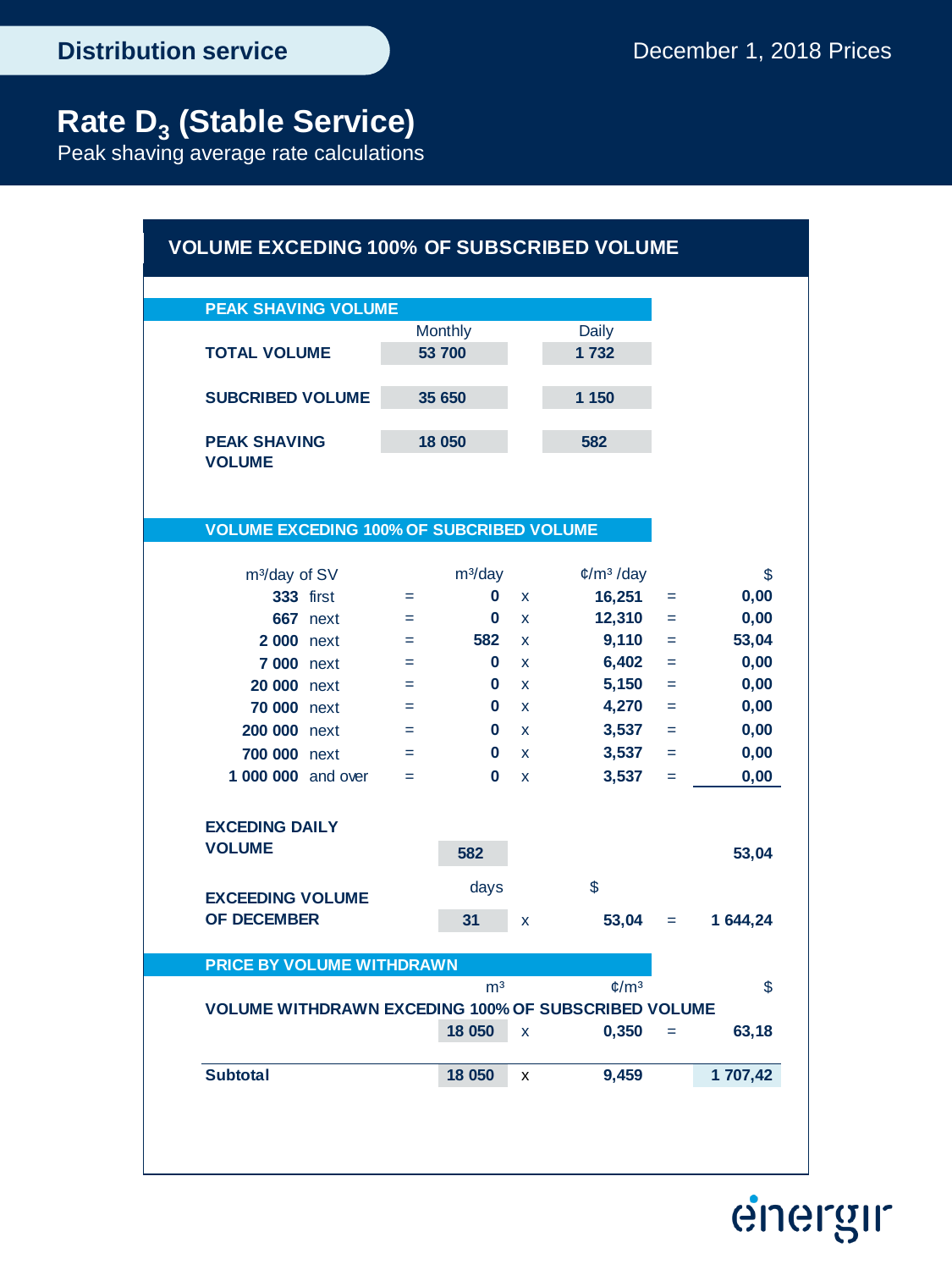Distribution service

December 1, 2018 Prices

# Rate $D_3$ (Stable Service)

Peak shaving average rate calculations

## VOLUME EXCEDING 100% OF SUBSCRIBED VOLUME

### PEAK SHAVING VOLUME

| | Monthly | Daily |
|---|---|---|
| **TOTAL VOLUME** | 53 700 | 1 732 |
| **SUBCRIBED VOLUME** | 35 650 | 1 150 |
| **PEAK SHAVING VOLUME** | 18 050 | 582 |

### VOLUME EXCEDING 100% OF SUBCRIBED VOLUME

| m³/day of SV | | | m³/day | | ¢/m³ /day | | $ |
|---|---|---|---|---|---|---|---|
| 333 | first | = | 0 | x | 16,251 | = | 0,00 |
| 667 | next | = | 0 | x | 12,310 | = | 0,00 |
| 2 000 | next | = | 582 | x | 9,110 | = | 53,04 |
| 7 000 | next | = | 0 | x | 6,402 | = | 0,00 |
| 20 000 | next | = | 0 | x | 5,150 | = | 0,00 |
| 70 000 | next | = | 0 | x | 4,270 | = | 0,00 |
| 200 000 | next | = | 0 | x | 3,537 | = | 0,00 |
| 700 000 | next | = | 0 | x | 3,537 | = | 0,00 |
| 1 000 000 | and over | = | 0 | x | 3,537 | = | 0,00 |

| | | | | | |
|---|---|---|---|---|---|
| **EXCEDING DAILY VOLUME** | 582 | | | | 53,04 |
| | days | | $ | | |
| **EXCEEDING VOLUME OF DECEMBER** | 31 | x | 53,04 | = | 1 644,24 |

### PRICE BY VOLUME WITHDRAWN

| | m³ | | ¢/m³ | | $ |
|---|---|---|---|---|---|
| **VOLUME WITHDRAWN EXCEDING 100% OF SUBSCRIBED VOLUME** | 18 050 | x | 0,350 | = | 63,18 |
| **Subtotal** | 18 050 | x | 9,459 | | 1 707,42 |

énergir